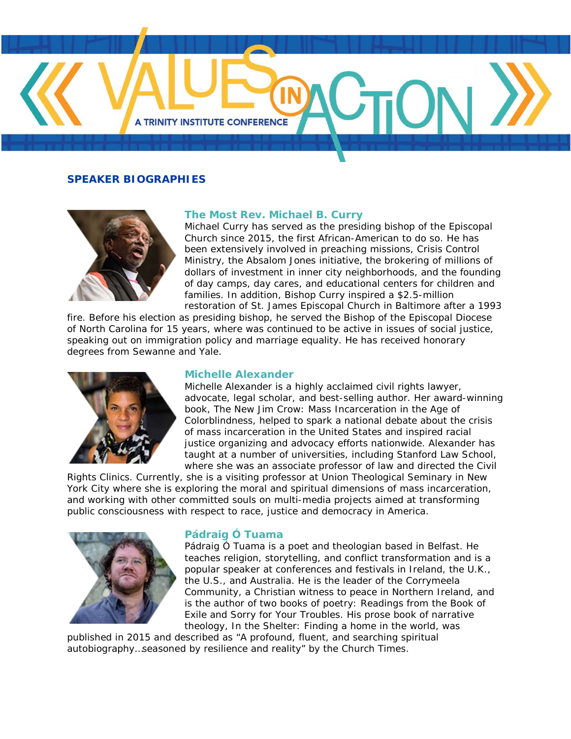# VALUES IN ACTION

A TRINITY INSTITUTE CONFERENCE

## SPEAKER BIOGRAPHIES

### The Most Rev. Michael B. Curry

Michael Curry has served as the presiding bishop of the Episcopal Church since 2015, the first African-American to do so. He has been extensively involved in preaching missions, Crisis Control Ministry, the Absalom Jones initiative, the brokering of millions of dollars of investment in inner city neighborhoods, and the founding of day camps, day cares, and educational centers for children and families. In addition, Bishop Curry inspired a $2.5-million restoration of St. James Episcopal Church in Baltimore after a 1993 fire. Before his election as presiding bishop, he served the Bishop of the Episcopal Diocese of North Carolina for 15 years, where was continued to be active in issues of social justice, speaking out on immigration policy and marriage equality. He has received honorary degrees from Sewanne and Yale.

### Michelle Alexander

Michelle Alexander is a highly acclaimed civil rights lawyer, advocate, legal scholar, and best-selling author. Her award-winning book, The New Jim Crow: Mass Incarceration in the Age of Colorblindness, helped to spark a national debate about the crisis of mass incarceration in the United States and inspired racial justice organizing and advocacy efforts nationwide. Alexander has taught at a number of universities, including Stanford Law School, where she was an associate professor of law and directed the Civil Rights Clinics. Currently, she is a visiting professor at Union Theological Seminary in New York City where she is exploring the moral and spiritual dimensions of mass incarceration, and working with other committed souls on multi-media projects aimed at transforming public consciousness with respect to race, justice and democracy in America.

### Pádraig Ó Tuama

Pádraig Ó Tuama is a poet and theologian based in Belfast. He teaches religion, storytelling, and conflict transformation and is a popular speaker at conferences and festivals in Ireland, the U.K., the U.S., and Australia. He is the leader of the Corrymeela Community, a Christian witness to peace in Northern Ireland, and is the author of two books of poetry: Readings from the Book of Exile and Sorry for Your Troubles. His prose book of narrative theology, In the Shelter: Finding a home in the world, was published in 2015 and described as “A profound, fluent, and searching spiritual autobiography…seasoned by resilience and reality” by the Church Times.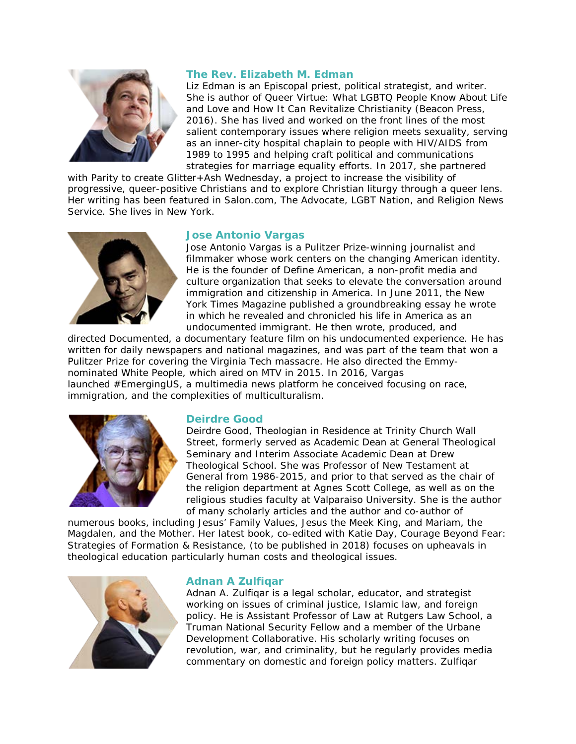### The Rev. Elizabeth M. Edman

Liz Edman is an Episcopal priest, political strategist, and writer. She is author of Queer Virtue: What LGBTQ People Know About Life and Love and How It Can Revitalize Christianity (Beacon Press, 2016). She has lived and worked on the front lines of the most salient contemporary issues where religion meets sexuality, serving as an inner-city hospital chaplain to people with HIV/AIDS from 1989 to 1995 and helping craft political and communications strategies for marriage equality efforts. In 2017, she partnered with Parity to create Glitter+Ash Wednesday, a project to increase the visibility of progressive, queer-positive Christians and to explore Christian liturgy through a queer lens. Her writing has been featured in Salon.com, The Advocate, LGBT Nation, and Religion News Service. She lives in New York.

### Jose Antonio Vargas

Jose Antonio Vargas is a Pulitzer Prize-winning journalist and filmmaker whose work centers on the changing American identity. He is the founder of Define American, a non-profit media and culture organization that seeks to elevate the conversation around immigration and citizenship in America. In June 2011, the New York Times Magazine published a groundbreaking essay he wrote in which he revealed and chronicled his life in America as an undocumented immigrant. He then wrote, produced, and directed Documented, a documentary feature film on his undocumented experience. He has written for daily newspapers and national magazines, and was part of the team that won a Pulitzer Prize for covering the Virginia Tech massacre. He also directed the Emmy-nominated White People, which aired on MTV in 2015. In 2016, Vargas launched #EmergingUS, a multimedia news platform he conceived focusing on race, immigration, and the complexities of multiculturalism.

### Deirdre Good

Deirdre Good, Theologian in Residence at Trinity Church Wall Street, formerly served as Academic Dean at General Theological Seminary and Interim Associate Academic Dean at Drew Theological School. She was Professor of New Testament at General from 1986-2015, and prior to that served as the chair of the religion department at Agnes Scott College, as well as on the religious studies faculty at Valparaiso University. She is the author of many scholarly articles and the author and co-author of numerous books, including Jesus' Family Values, Jesus the Meek King, and Mariam, the Magdalen, and the Mother. Her latest book, co-edited with Katie Day, Courage Beyond Fear: Strategies of Formation & Resistance, (to be published in 2018) focuses on upheavals in theological education particularly human costs and theological issues.

### Adnan A Zulfiqar

Adnan A. Zulfiqar is a legal scholar, educator, and strategist working on issues of criminal justice, Islamic law, and foreign policy. He is Assistant Professor of Law at Rutgers Law School, a Truman National Security Fellow and a member of the Urbane Development Collaborative. His scholarly writing focuses on revolution, war, and criminality, but he regularly provides media commentary on domestic and foreign policy matters. Zulfiqar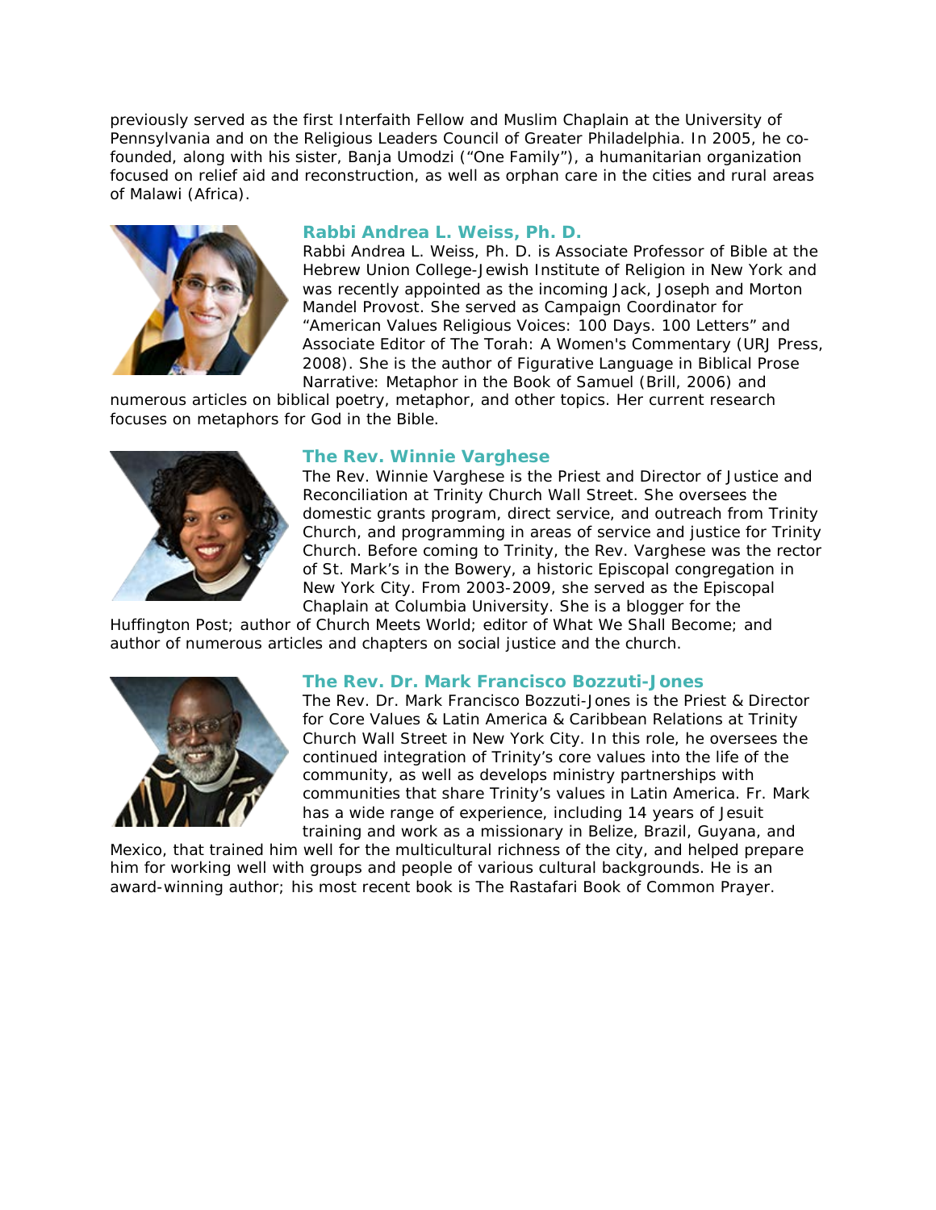previously served as the first Interfaith Fellow and Muslim Chaplain at the University of Pennsylvania and on the Religious Leaders Council of Greater Philadelphia. In 2005, he co-founded, along with his sister, Banja Umodzi ("One Family"), a humanitarian organization focused on relief aid and reconstruction, as well as orphan care in the cities and rural areas of Malawi (Africa).

### Rabbi Andrea L. Weiss, Ph. D.

Rabbi Andrea L. Weiss, Ph. D. is Associate Professor of Bible at the Hebrew Union College-Jewish Institute of Religion in New York and was recently appointed as the incoming Jack, Joseph and Morton Mandel Provost. She served as Campaign Coordinator for "American Values Religious Voices: 100 Days. 100 Letters" and Associate Editor of The Torah: A Women's Commentary (URJ Press, 2008). She is the author of Figurative Language in Biblical Prose Narrative: Metaphor in the Book of Samuel (Brill, 2006) and numerous articles on biblical poetry, metaphor, and other topics. Her current research focuses on metaphors for God in the Bible.

### The Rev. Winnie Varghese

The Rev. Winnie Varghese is the Priest and Director of Justice and Reconciliation at Trinity Church Wall Street. She oversees the domestic grants program, direct service, and outreach from Trinity Church, and programming in areas of service and justice for Trinity Church. Before coming to Trinity, the Rev. Varghese was the rector of St. Mark's in the Bowery, a historic Episcopal congregation in New York City. From 2003-2009, she served as the Episcopal Chaplain at Columbia University. She is a blogger for the Huffington Post; author of Church Meets World; editor of What We Shall Become; and author of numerous articles and chapters on social justice and the church.

### The Rev. Dr. Mark Francisco Bozzuti-Jones

The Rev. Dr. Mark Francisco Bozzuti-Jones is the Priest & Director for Core Values & Latin America & Caribbean Relations at Trinity Church Wall Street in New York City. In this role, he oversees the continued integration of Trinity's core values into the life of the community, as well as develops ministry partnerships with communities that share Trinity's values in Latin America. Fr. Mark has a wide range of experience, including 14 years of Jesuit training and work as a missionary in Belize, Brazil, Guyana, and Mexico, that trained him well for the multicultural richness of the city, and helped prepare him for working well with groups and people of various cultural backgrounds. He is an award-winning author; his most recent book is The Rastafari Book of Common Prayer.